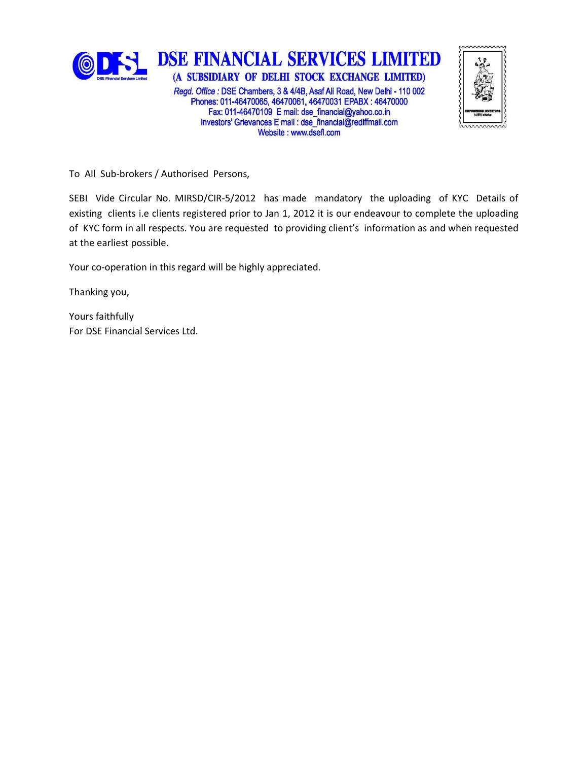# DSE FINANCIAL SERVICES LIMITED

**(A SUBSIDIARY OF DELHI STOCK EXCHANGE LIMITED)**

*Regd. Office* : DSE Chambers, 3 & 4/4B, Asaf Ali Road, New Delhi - 110 002
Phones: 011-46470065, 46470061, 46470031 EPABX : 46470000
Fax: 011-46470109 E mail: dse_financial@yahoo.co.in
Investors' Grievances E mail : dse_financial@rediffmail.com
Website : www.dsefl.com

To All Sub-brokers / Authorised Persons,

SEBI Vide Circular No. MIRSD/CIR-5/2012 has made mandatory the uploading of KYC Details of existing clients i.e clients registered prior to Jan 1, 2012 it is our endeavour to complete the uploading of KYC form in all respects. You are requested to providing client's information as and when requested at the earliest possible.

Your co-operation in this regard will be highly appreciated.

Thanking you,

Yours faithfully
For DSE Financial Services Ltd.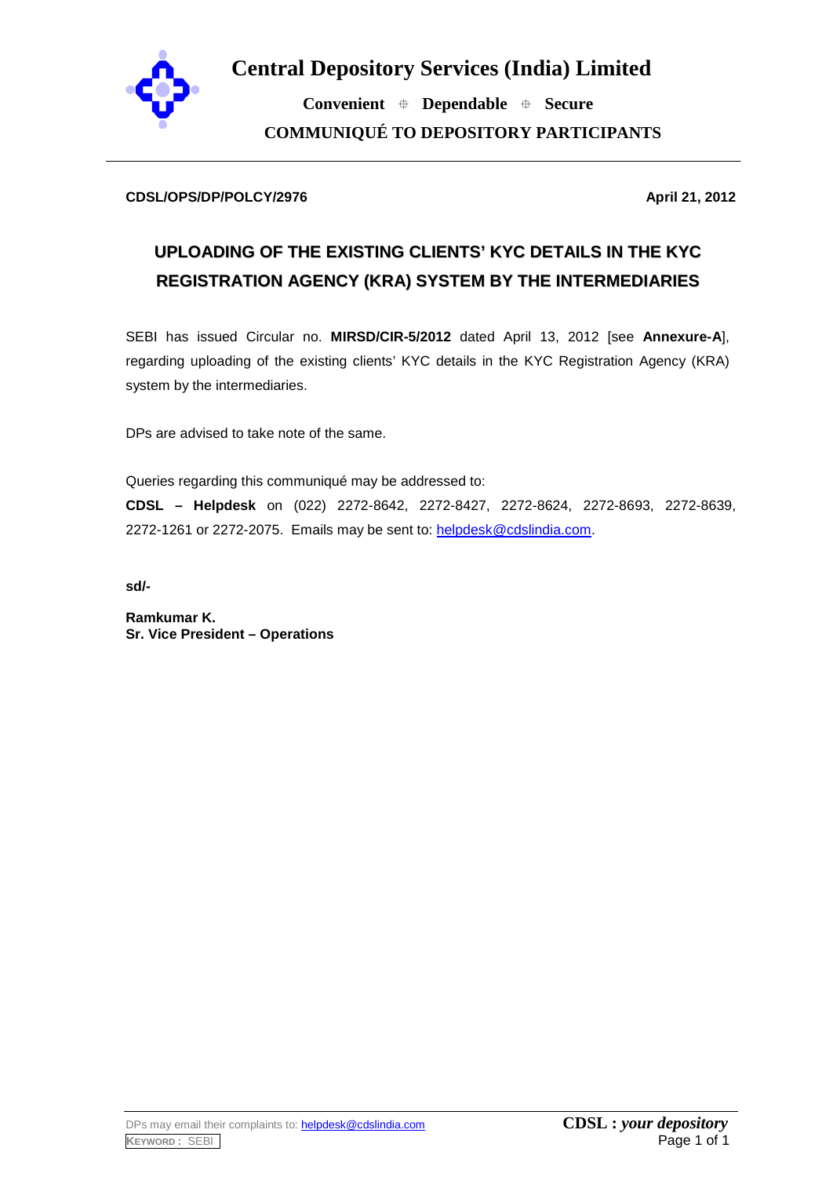# Central Depository Services (India) Limited

**Convenient ⌖ Dependable ⌖ Secure**

**COMMUNIQUÉ TO DEPOSITORY PARTICIPANTS**

**CDSL/OPS/DP/POLCY/2976** **April 21, 2012**

## UPLOADING OF THE EXISTING CLIENTS' KYC DETAILS IN THE KYC REGISTRATION AGENCY (KRA) SYSTEM BY THE INTERMEDIARIES

SEBI has issued Circular no. **MIRSD/CIR-5/2012** dated April 13, 2012 [see **Annexure-A**], regarding uploading of the existing clients' KYC details in the KYC Registration Agency (KRA) system by the intermediaries.

DPs are advised to take note of the same.

Queries regarding this communiqué may be addressed to:
**CDSL – Helpdesk** on (022) 2272-8642, 2272-8427, 2272-8624, 2272-8693, 2272-8639, 2272-1261 or 2272-2075. Emails may be sent to: helpdesk@cdslindia.com.

**sd/-**

**Ramkumar K.**
**Sr. Vice President – Operations**

DPs may email their complaints to: helpdesk@cdslindia.com

KEYWORD : SEBI

**CDSL :** ***your depository***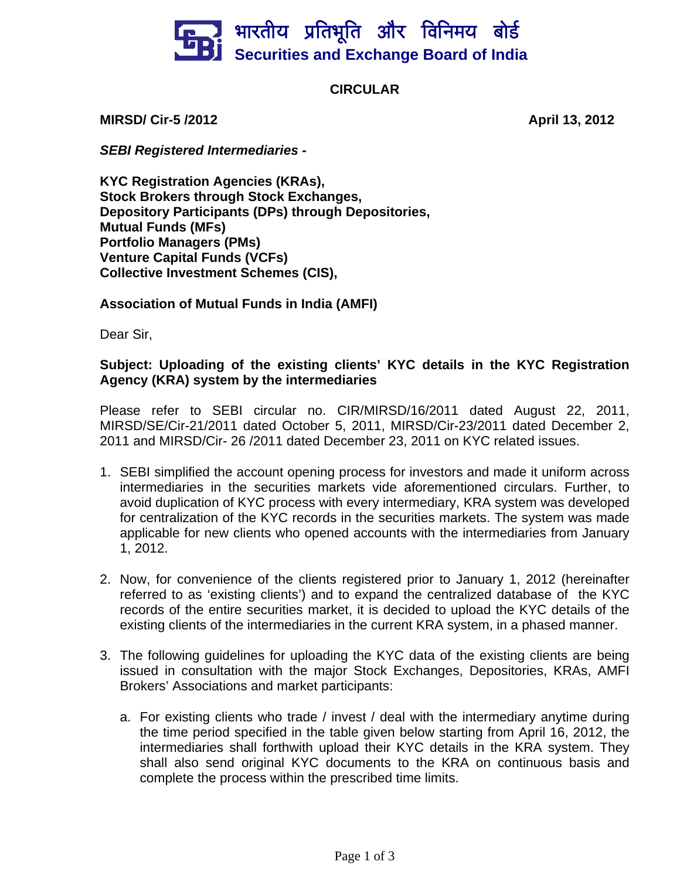भारतीय प्रतिभूति और विनिमय बोर्ड
**Securities and Exchange Board of India**

## CIRCULAR

**MIRSD/ Cir-5 /2012** **April 13, 2012**

***SEBI Registered Intermediaries -***

**KYC Registration Agencies (KRAs),**
**Stock Brokers through Stock Exchanges,**
**Depository Participants (DPs) through Depositories,**
**Mutual Funds (MFs)**
**Portfolio Managers (PMs)**
**Venture Capital Funds (VCFs)**
**Collective Investment Schemes (CIS),**

**Association of Mutual Funds in India (AMFI)**

Dear Sir,

**Subject: Uploading of the existing clients' KYC details in the KYC Registration Agency (KRA) system by the intermediaries**

Please refer to SEBI circular no. CIR/MIRSD/16/2011 dated August 22, 2011, MIRSD/SE/Cir-21/2011 dated October 5, 2011, MIRSD/Cir-23/2011 dated December 2, 2011 and MIRSD/Cir- 26 /2011 dated December 23, 2011 on KYC related issues.

1. SEBI simplified the account opening process for investors and made it uniform across intermediaries in the securities markets vide aforementioned circulars. Further, to avoid duplication of KYC process with every intermediary, KRA system was developed for centralization of the KYC records in the securities markets. The system was made applicable for new clients who opened accounts with the intermediaries from January 1, 2012.

2. Now, for convenience of the clients registered prior to January 1, 2012 (hereinafter referred to as 'existing clients') and to expand the centralized database of the KYC records of the entire securities market, it is decided to upload the KYC details of the existing clients of the intermediaries in the current KRA system, in a phased manner.

3. The following guidelines for uploading the KYC data of the existing clients are being issued in consultation with the major Stock Exchanges, Depositories, KRAs, AMFI Brokers' Associations and market participants:

   a. For existing clients who trade / invest / deal with the intermediary anytime during the time period specified in the table given below starting from April 16, 2012, the intermediaries shall forthwith upload their KYC details in the KRA system. They shall also send original KYC documents to the KRA on continuous basis and complete the process within the prescribed time limits.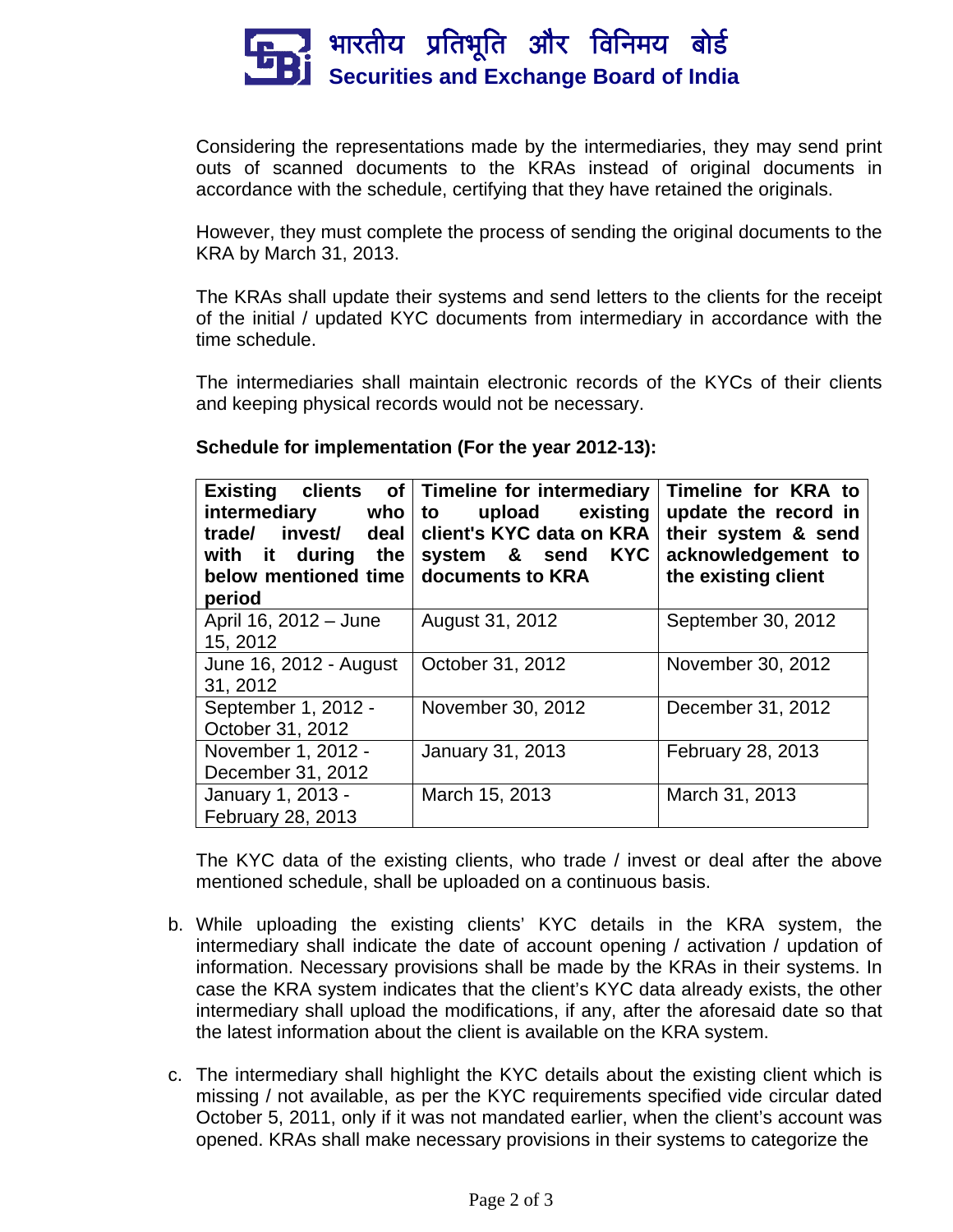Considering the representations made by the intermediaries, they may send print outs of scanned documents to the KRAs instead of original documents in accordance with the schedule, certifying that they have retained the originals.

However, they must complete the process of sending the original documents to the KRA by March 31, 2013.

The KRAs shall update their systems and send letters to the clients for the receipt of the initial / updated KYC documents from intermediary in accordance with the time schedule.

The intermediaries shall maintain electronic records of the KYCs of their clients and keeping physical records would not be necessary.

**Schedule for implementation (For the year 2012-13):**

| **Existing clients of intermediary who trade/ invest/ deal with it during the below mentioned time period** | **Timeline for intermediary to upload existing client's KYC data on KRA system & send KYC documents to KRA** | **Timeline for KRA to update the record in their system & send acknowledgement to the existing client** |
|---|---|---|
| April 16, 2012 – June 15, 2012 | August 31, 2012 | September 30, 2012 |
| June 16, 2012 - August 31, 2012 | October 31, 2012 | November 30, 2012 |
| September 1, 2012 - October 31, 2012 | November 30, 2012 | December 31, 2012 |
| November 1, 2012 - December 31, 2012 | January 31, 2013 | February 28, 2013 |
| January 1, 2013 - February 28, 2013 | March 15, 2013 | March 31, 2013 |

The KYC data of the existing clients, who trade / invest or deal after the above mentioned schedule, shall be uploaded on a continuous basis.

b. While uploading the existing clients' KYC details in the KRA system, the intermediary shall indicate the date of account opening / activation / updation of information. Necessary provisions shall be made by the KRAs in their systems. In case the KRA system indicates that the client's KYC data already exists, the other intermediary shall upload the modifications, if any, after the aforesaid date so that the latest information about the client is available on the KRA system.

c. The intermediary shall highlight the KYC details about the existing client which is missing / not available, as per the KYC requirements specified vide circular dated October 5, 2011, only if it was not mandated earlier, when the client's account was opened. KRAs shall make necessary provisions in their systems to categorize the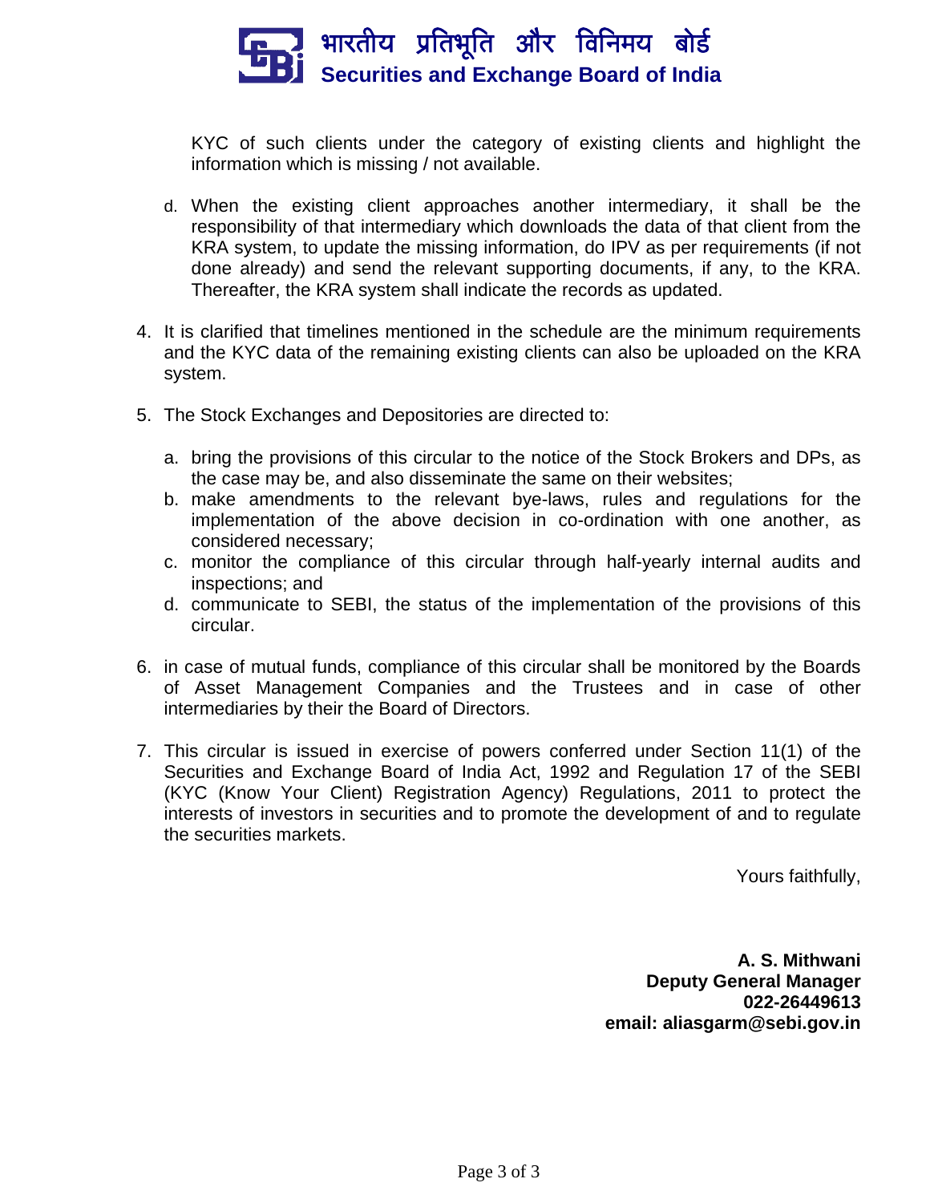KYC of such clients under the category of existing clients and highlight the information which is missing / not available.

d. When the existing client approaches another intermediary, it shall be the responsibility of that intermediary which downloads the data of that client from the KRA system, to update the missing information, do IPV as per requirements (if not done already) and send the relevant supporting documents, if any, to the KRA. Thereafter, the KRA system shall indicate the records as updated.

4. It is clarified that timelines mentioned in the schedule are the minimum requirements and the KYC data of the remaining existing clients can also be uploaded on the KRA system.

5. The Stock Exchanges and Depositories are directed to:

   a. bring the provisions of this circular to the notice of the Stock Brokers and DPs, as the case may be, and also disseminate the same on their websites;
   b. make amendments to the relevant bye-laws, rules and regulations for the implementation of the above decision in co-ordination with one another, as considered necessary;
   c. monitor the compliance of this circular through half-yearly internal audits and inspections; and
   d. communicate to SEBI, the status of the implementation of the provisions of this circular.

6. in case of mutual funds, compliance of this circular shall be monitored by the Boards of Asset Management Companies and the Trustees and in case of other intermediaries by their the Board of Directors.

7. This circular is issued in exercise of powers conferred under Section 11(1) of the Securities and Exchange Board of India Act, 1992 and Regulation 17 of the SEBI (KYC (Know Your Client) Registration Agency) Regulations, 2011 to protect the interests of investors in securities and to promote the development of and to regulate the securities markets.

Yours faithfully,

**A. S. Mithwani**
**Deputy General Manager**
**022-26449613**
**email: aliasgarm@sebi.gov.in**